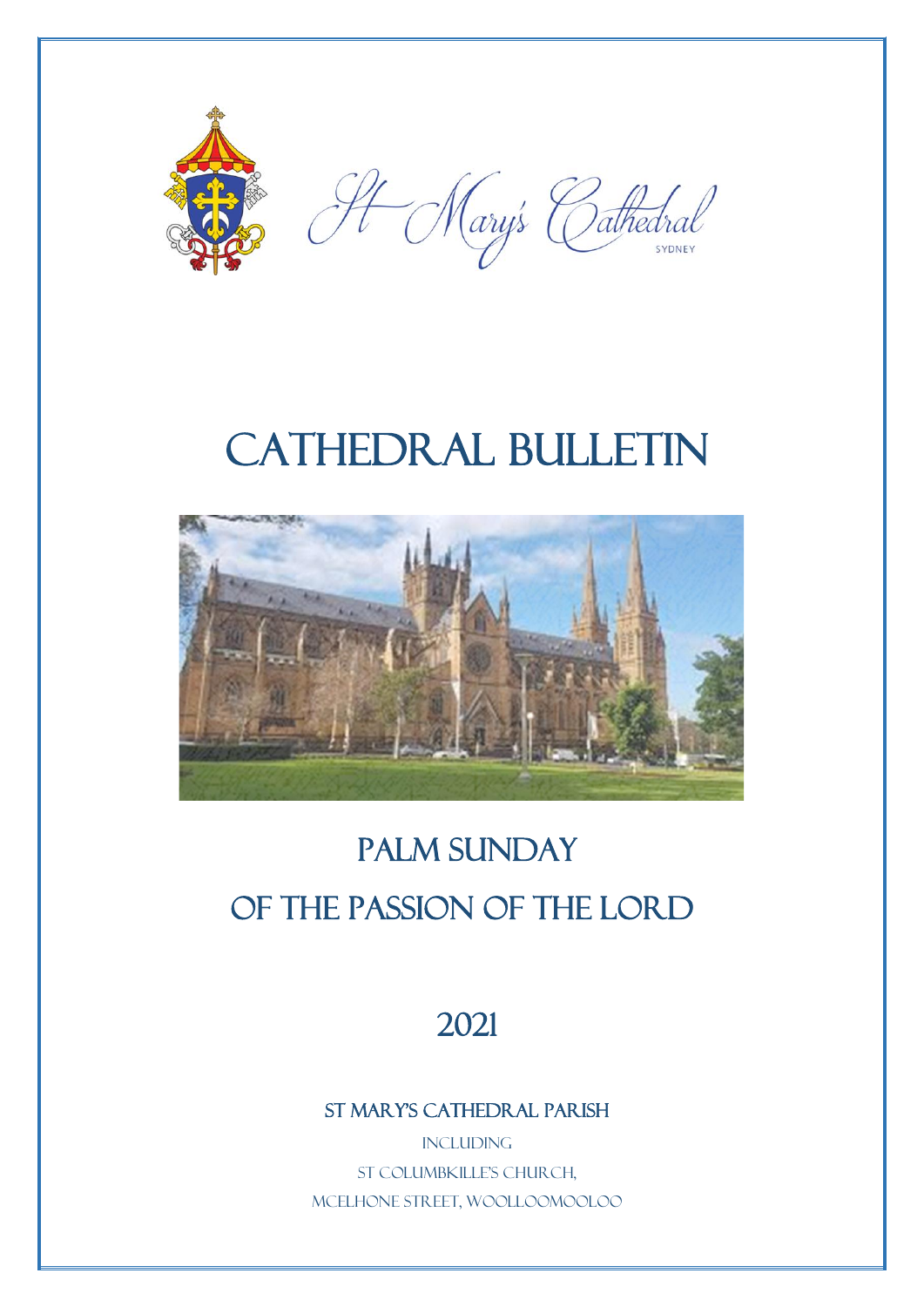St Mary's Cathedral

SYDNEY

# CATHEDRAL BULLETIN

## PALM SUNDAY
## OF THE PASSION OF THE LORD

## 2021

### ST MARY'S CATHEDRAL PARISH

INCLUDING

ST COLUMBKILLE'S CHURCH,

MCELHONE STREET, WOOLLOOMOOLOO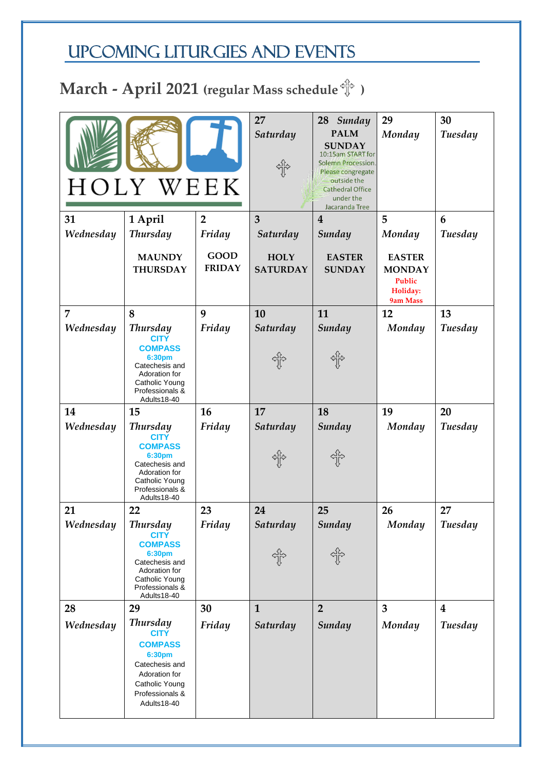# UPCOMING LITURGIES AND EVENTS

## March - April 2021 (regular Mass schedule ✠ )

| HOLY WEEK | | | 27 *Saturday* ✠ | 28 *Sunday* **PALM SUNDAY** 10:15am START for Solemn Procession. Please congregate outside the Cathedral Office under the Jacaranda Tree | 29 *Monday* | 30 *Tuesday* |
|---|---|---|---|---|---|---|
| 31 *Wednesday* | 1 April *Thursday* **MAUNDY THURSDAY** | 2 *Friday* **GOOD FRIDAY** | 3 *Saturday* **HOLY SATURDAY** | 4 *Sunday* **EASTER SUNDAY** | 5 *Monday* **EASTER MONDAY** **Public Holiday: 9am Mass** | 6 *Tuesday* |
| 7 *Wednesday* | 8 *Thursday* **CITY COMPASS 6:30pm** Catechesis and Adoration for Catholic Young Professionals & Adults18-40 | 9 *Friday* | 10 *Saturday* ✠ | 11 *Sunday* ✠ | 12 *Monday* | 13 *Tuesday* |
| 14 *Wednesday* | 15 *Thursday* **CITY COMPASS 6:30pm** Catechesis and Adoration for Catholic Young Professionals & Adults18-40 | 16 *Friday* | 17 *Saturday* ✠ | 18 *Sunday* ✠ | 19 *Monday* | 20 *Tuesday* |
| 21 *Wednesday* | 22 *Thursday* **CITY COMPASS 6:30pm** Catechesis and Adoration for Catholic Young Professionals & Adults18-40 | 23 *Friday* | 24 *Saturday* ✠ | 25 *Sunday* ✠ | 26 *Monday* | 27 *Tuesday* |
| 28 *Wednesday* | 29 *Thursday* **CITY COMPASS 6:30pm** Catechesis and Adoration for Catholic Young Professionals & Adults18-40 | 30 *Friday* | 1 *Saturday* | 2 *Sunday* | 3 *Monday* | 4 *Tuesday* |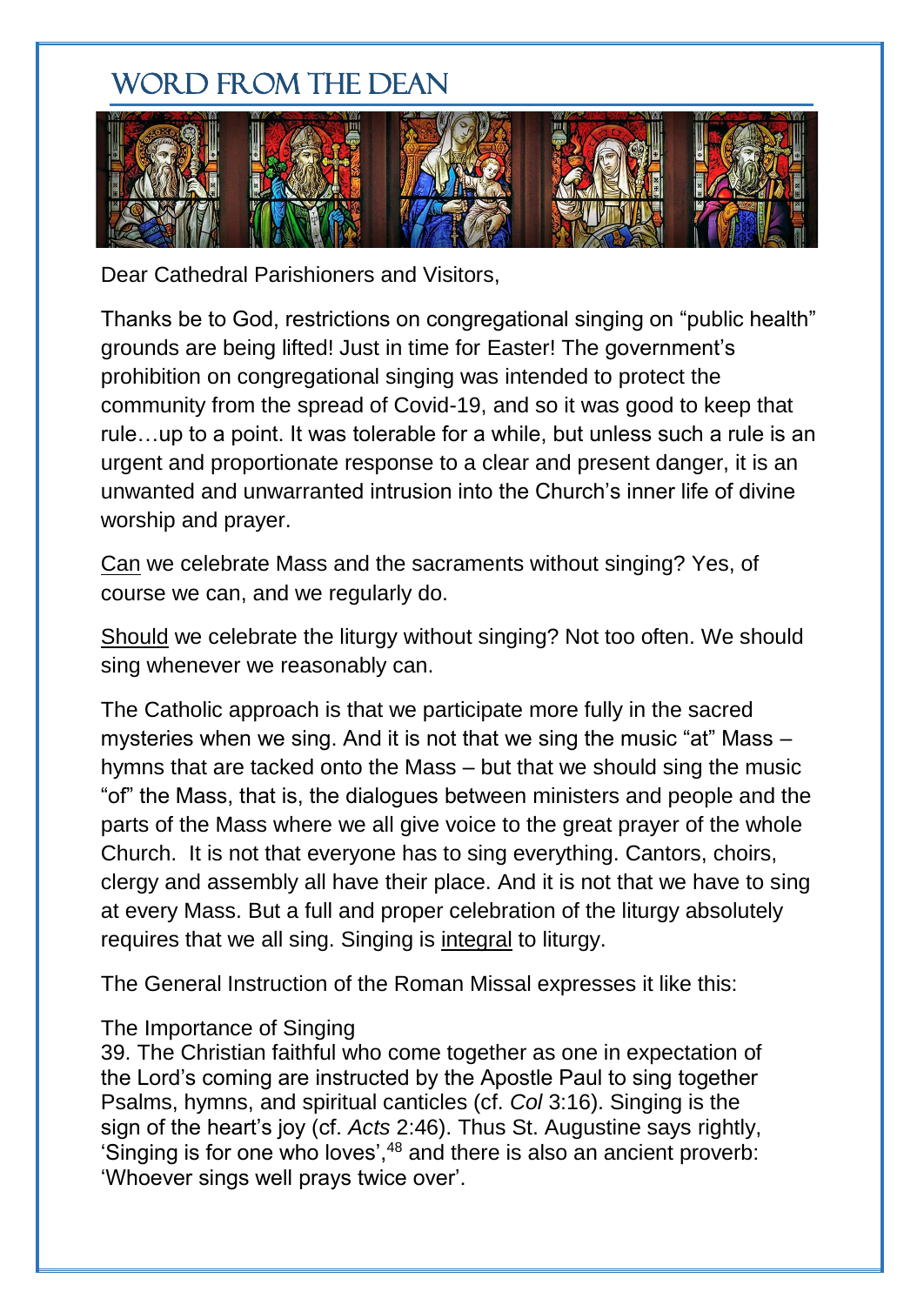# Word from the Dean

Dear Cathedral Parishioners and Visitors,

Thanks be to God, restrictions on congregational singing on "public health" grounds are being lifted! Just in time for Easter! The government's prohibition on congregational singing was intended to protect the community from the spread of Covid-19, and so it was good to keep that rule…up to a point. It was tolerable for a while, but unless such a rule is an urgent and proportionate response to a clear and present danger, it is an unwanted and unwarranted intrusion into the Church's inner life of divine worship and prayer.

<u>Can</u> we celebrate Mass and the sacraments without singing? Yes, of course we can, and we regularly do.

<u>Should</u> we celebrate the liturgy without singing? Not too often. We should sing whenever we reasonably can.

The Catholic approach is that we participate more fully in the sacred mysteries when we sing. And it is not that we sing the music "at" Mass – hymns that are tacked onto the Mass – but that we should sing the music "of" the Mass, that is, the dialogues between ministers and people and the parts of the Mass where we all give voice to the great prayer of the whole Church. It is not that everyone has to sing everything. Cantors, choirs, clergy and assembly all have their place. And it is not that we have to sing at every Mass. But a full and proper celebration of the liturgy absolutely requires that we all sing. Singing is <u>integral</u> to liturgy.

The General Instruction of the Roman Missal expresses it like this:

The Importance of Singing
39. The Christian faithful who come together as one in expectation of the Lord's coming are instructed by the Apostle Paul to sing together Psalms, hymns, and spiritual canticles (cf. *Col* 3:16). Singing is the sign of the heart's joy (cf. *Acts* 2:46). Thus St. Augustine says rightly, 'Singing is for one who loves',[48] and there is also an ancient proverb: 'Whoever sings well prays twice over'.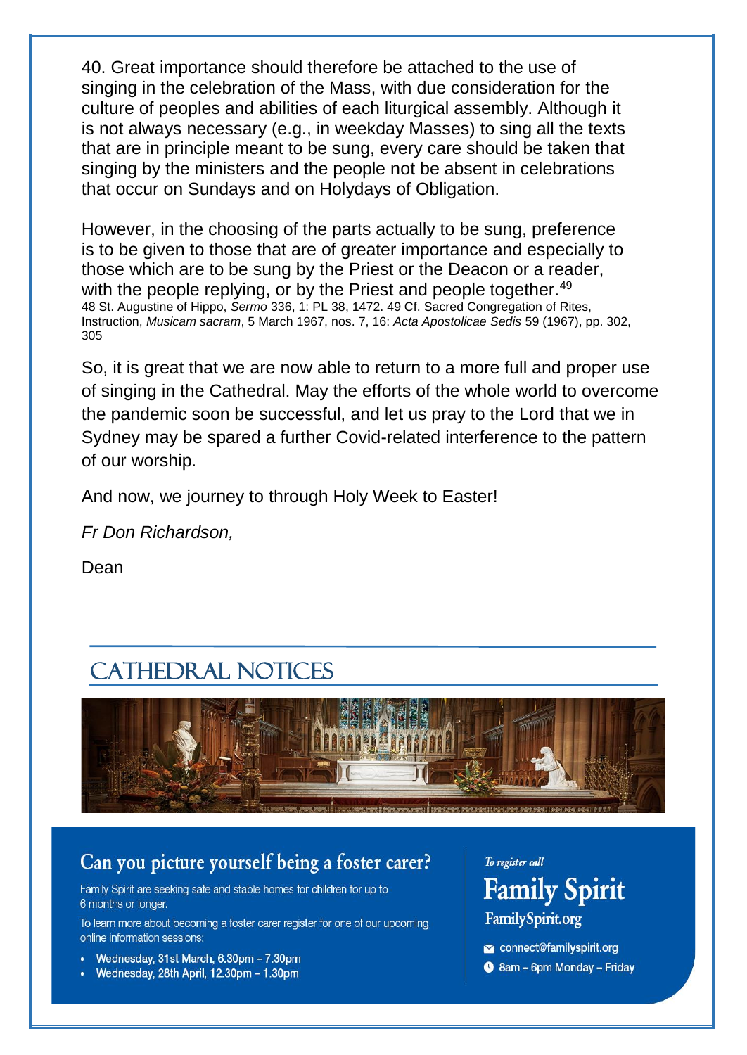40. Great importance should therefore be attached to the use of singing in the celebration of the Mass, with due consideration for the culture of peoples and abilities of each liturgical assembly. Although it is not always necessary (e.g., in weekday Masses) to sing all the texts that are in principle meant to be sung, every care should be taken that singing by the ministers and the people not be absent in celebrations that occur on Sundays and on Holydays of Obligation.

However, in the choosing of the parts actually to be sung, preference is to be given to those that are of greater importance and especially to those which are to be sung by the Priest or the Deacon or a reader, with the people replying, or by the Priest and people together.[49]

48 St. Augustine of Hippo, *Sermo* 336, 1: PL 38, 1472. 49 Cf. Sacred Congregation of Rites, Instruction, *Musicam sacram*, 5 March 1967, nos. 7, 16: *Acta Apostolicae Sedis* 59 (1967), pp. 302, 305

So, it is great that we are now able to return to a more full and proper use of singing in the Cathedral. May the efforts of the whole world to overcome the pandemic soon be successful, and let us pray to the Lord that we in Sydney may be spared a further Covid-related interference to the pattern of our worship.

And now, we journey to through Holy Week to Easter!

*Fr Don Richardson,*

Dean

## CATHEDRAL NOTICES

### Can you picture yourself being a foster carer?

Family Spirit are seeking safe and stable homes for children for up to 6 months or longer.

To learn more about becoming a foster carer register for one of our upcoming online information sessions:

- Wednesday, 31st March, 6.30pm – 7.30pm
- Wednesday, 28th April, 12.30pm – 1.30pm

*To register call*

**Family Spirit**

FamilySpirit.org

connect@familyspirit.org

8am – 6pm Monday – Friday